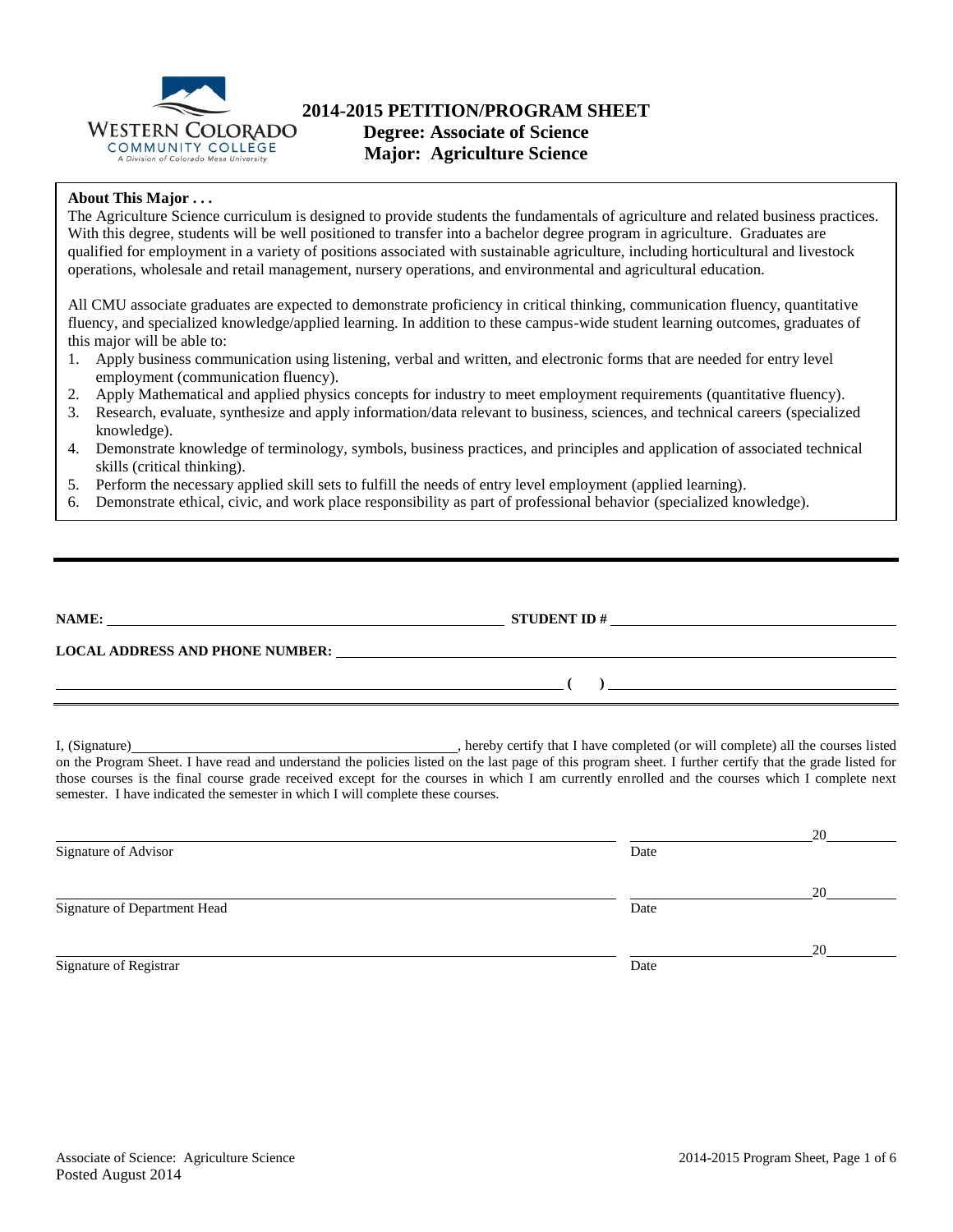WESTERN COLORADO COMMUNITY COLLEGE
A Division of Colorado Mesa University

# 2014-2015 PETITION/PROGRAM SHEET
## Degree: Associate of Science
## Major: Agriculture Science

**About This Major . . .**

The Agriculture Science curriculum is designed to provide students the fundamentals of agriculture and related business practices. With this degree, students will be well positioned to transfer into a bachelor degree program in agriculture. Graduates are qualified for employment in a variety of positions associated with sustainable agriculture, including horticultural and livestock operations, wholesale and retail management, nursery operations, and environmental and agricultural education.

All CMU associate graduates are expected to demonstrate proficiency in critical thinking, communication fluency, quantitative fluency, and specialized knowledge/applied learning. In addition to these campus-wide student learning outcomes, graduates of this major will be able to:

1. Apply business communication using listening, verbal and written, and electronic forms that are needed for entry level employment (communication fluency).
2. Apply Mathematical and applied physics concepts for industry to meet employment requirements (quantitative fluency).
3. Research, evaluate, synthesize and apply information/data relevant to business, sciences, and technical careers (specialized knowledge).
4. Demonstrate knowledge of terminology, symbols, business practices, and principles and application of associated technical skills (critical thinking).
5. Perform the necessary applied skill sets to fulfill the needs of entry level employment (applied learning).
6. Demonstrate ethical, civic, and work place responsibility as part of professional behavior (specialized knowledge).

---

**NAME:** ______________________ **STUDENT ID #** ______________________

**LOCAL ADDRESS AND PHONE NUMBER:** ______________________

______________________ **(    )** ______________________

I, (Signature) ______________________, hereby certify that I have completed (or will complete) all the courses listed on the Program Sheet. I have read and understand the policies listed on the last page of this program sheet. I further certify that the grade listed for those courses is the final course grade received except for the courses in which I am currently enrolled and the courses which I complete next semester. I have indicated the semester in which I will complete these courses.

______________________ ______________________ 20______
Signature of Advisor Date

______________________ ______________________ 20______
Signature of Department Head Date

______________________ ______________________ 20______
Signature of Registrar Date

Posted August 2014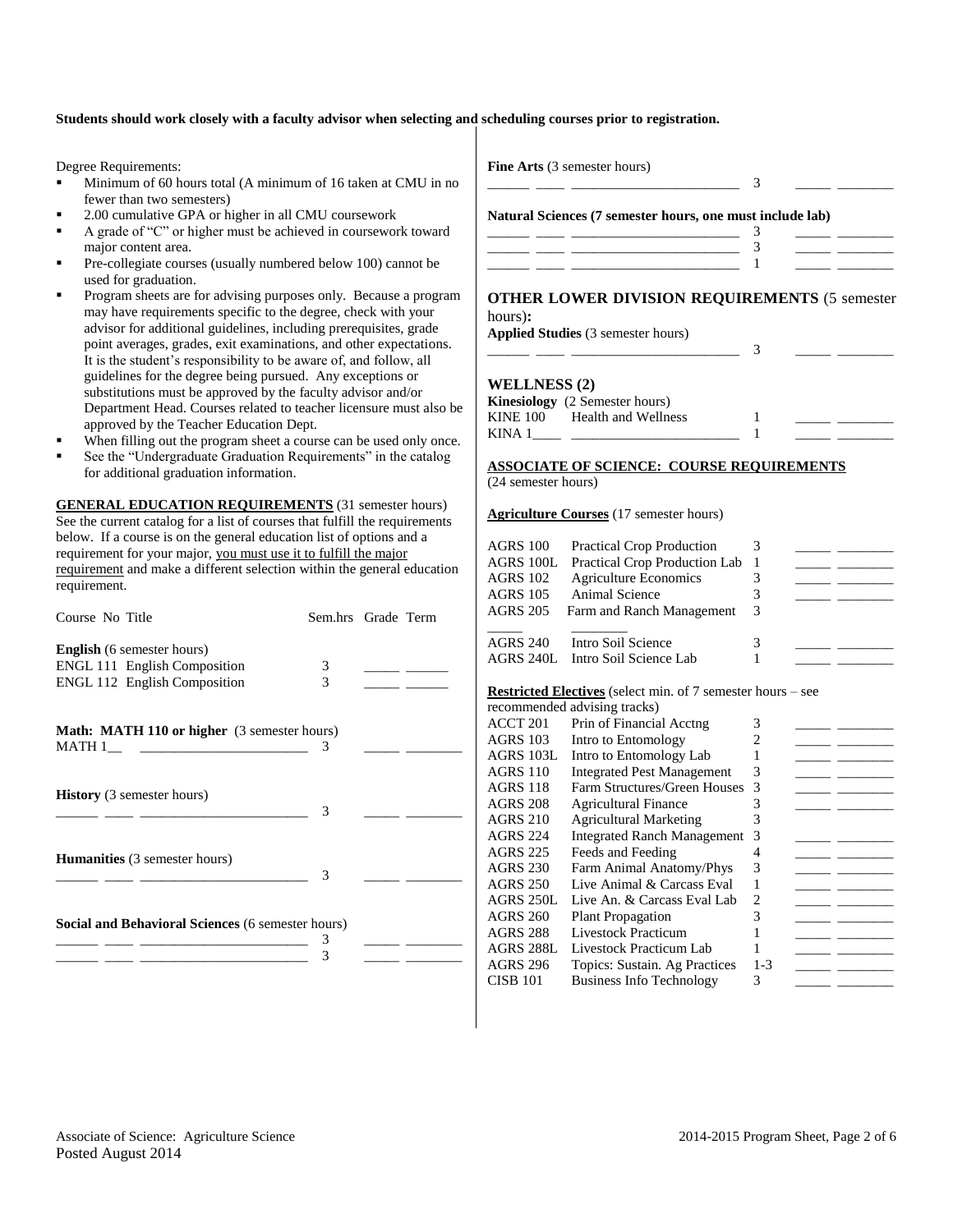**Students should work closely with a faculty advisor when selecting and scheduling courses prior to registration.**

Degree Requirements:

- Minimum of 60 hours total (A minimum of 16 taken at CMU in no fewer than two semesters)
- 2.00 cumulative GPA or higher in all CMU coursework
- A grade of "C" or higher must be achieved in coursework toward major content area.
- Pre-collegiate courses (usually numbered below 100) cannot be used for graduation.
- Program sheets are for advising purposes only. Because a program may have requirements specific to the degree, check with your advisor for additional guidelines, including prerequisites, grade point averages, grades, exit examinations, and other expectations. It is the student's responsibility to be aware of, and follow, all guidelines for the degree being pursued. Any exceptions or substitutions must be approved by the faculty advisor and/or Department Head. Courses related to teacher licensure must also be approved by the Teacher Education Dept.
- When filling out the program sheet a course can be used only once.
- See the "Undergraduate Graduation Requirements" in the catalog for additional graduation information.

**GENERAL EDUCATION REQUIREMENTS** (31 semester hours) See the current catalog for a list of courses that fulfill the requirements below. If a course is on the general education list of options and a requirement for your major, you must use it to fulfill the major requirement and make a different selection within the general education requirement.

| Course No Title | Sem.hrs | Grade | Term |
|---|---|---|---|
| **English** (6 semester hours) | | | |
| ENGL 111 English Composition | 3 | _____ | _____ |
| ENGL 112 English Composition | 3 | _____ | _____ |
| **Math: MATH 110 or higher** (3 semester hours) | | | |
| MATH 1__ ________________________ | 3 | _____ | _____ |
| **History** (3 semester hours) | | | |
| ______ ____ ________________________ | 3 | _____ | _____ |
| **Humanities** (3 semester hours) | | | |
| ______ ____ ________________________ | 3 | _____ | _____ |
| **Social and Behavioral Sciences** (6 semester hours) | | | |
| ______ ____ ________________________ | 3 | _____ | _____ |
| ______ ____ ________________________ | 3 | _____ | _____ |
| **Fine Arts** (3 semester hours) | | | |
| ______ ____ ________________________ | 3 | _____ | _____ |
| **Natural Sciences (7 semester hours, one must include lab)** | | | |
| ______ ____ ________________________ | 3 | _____ | _____ |
| ______ ____ ________________________ | 3 | _____ | _____ |
| ______ ____ ________________________ | 1 | _____ | _____ |

**OTHER LOWER DIVISION REQUIREMENTS** (5 semester hours)**:**

| Course No Title | Sem.hrs | Grade | Term |
|---|---|---|---|
| **Applied Studies** (3 semester hours) | | | |
| ______ ____ ________________________ | 3 | _____ | _____ |
| **WELLNESS (2)** | | | |
| **Kinesiology** (2 Semester hours) | | | |
| KINE 100 Health and Wellness | 1 | _____ | _____ |
| KINA 1____ ________________________ | 1 | _____ | _____ |

**ASSOCIATE OF SCIENCE: COURSE REQUIREMENTS** (24 semester hours)

**Agriculture Courses** (17 semester hours)

| Course No | Title | Sem.hrs | Grade | Term |
|---|---|---|---|---|
| AGRS 100 | Practical Crop Production | 3 | _____ | _____ |
| AGRS 100L | Practical Crop Production Lab | 1 | _____ | _____ |
| AGRS 102 | Agriculture Economics | 3 | _____ | _____ |
| AGRS 105 | Animal Science | 3 | _____ | _____ |
| AGRS 205 | Farm and Ranch Management | 3 | | |
| _____ | ________ | | | |
| AGRS 240 | Intro Soil Science | 3 | _____ | _____ |
| AGRS 240L | Intro Soil Science Lab | 1 | _____ | _____ |

**Restricted Electives** (select min. of 7 semester hours – see recommended advising tracks)

| Course No | Title | Sem.hrs | Grade | Term |
|---|---|---|---|---|
| ACCT 201 | Prin of Financial Acctng | 3 | _____ | _____ |
| AGRS 103 | Intro to Entomology | 2 | _____ | _____ |
| AGRS 103L | Intro to Entomology Lab | 1 | _____ | _____ |
| AGRS 110 | Integrated Pest Management | 3 | _____ | _____ |
| AGRS 118 | Farm Structures/Green Houses | 3 | _____ | _____ |
| AGRS 208 | Agricultural Finance | 3 | _____ | _____ |
| AGRS 210 | Agricultural Marketing | 3 | | |
| AGRS 224 | Integrated Ranch Management | 3 | _____ | _____ |
| AGRS 225 | Feeds and Feeding | 4 | _____ | _____ |
| AGRS 230 | Farm Animal Anatomy/Phys | 3 | _____ | _____ |
| AGRS 250 | Live Animal & Carcass Eval | 1 | _____ | _____ |
| AGRS 250L | Live An. & Carcass Eval Lab | 2 | _____ | _____ |
| AGRS 260 | Plant Propagation | 3 | _____ | _____ |
| AGRS 288 | Livestock Practicum | 1 | _____ | _____ |
| AGRS 288L | Livestock Practicum Lab | 1 | _____ | _____ |
| AGRS 296 | Topics: Sustain. Ag Practices | 1-3 | _____ | _____ |
| CISB 101 | Business Info Technology | 3 | _____ | _____ |

Associate of Science: Agriculture Science
Posted August 2014

2014-2015 Program Sheet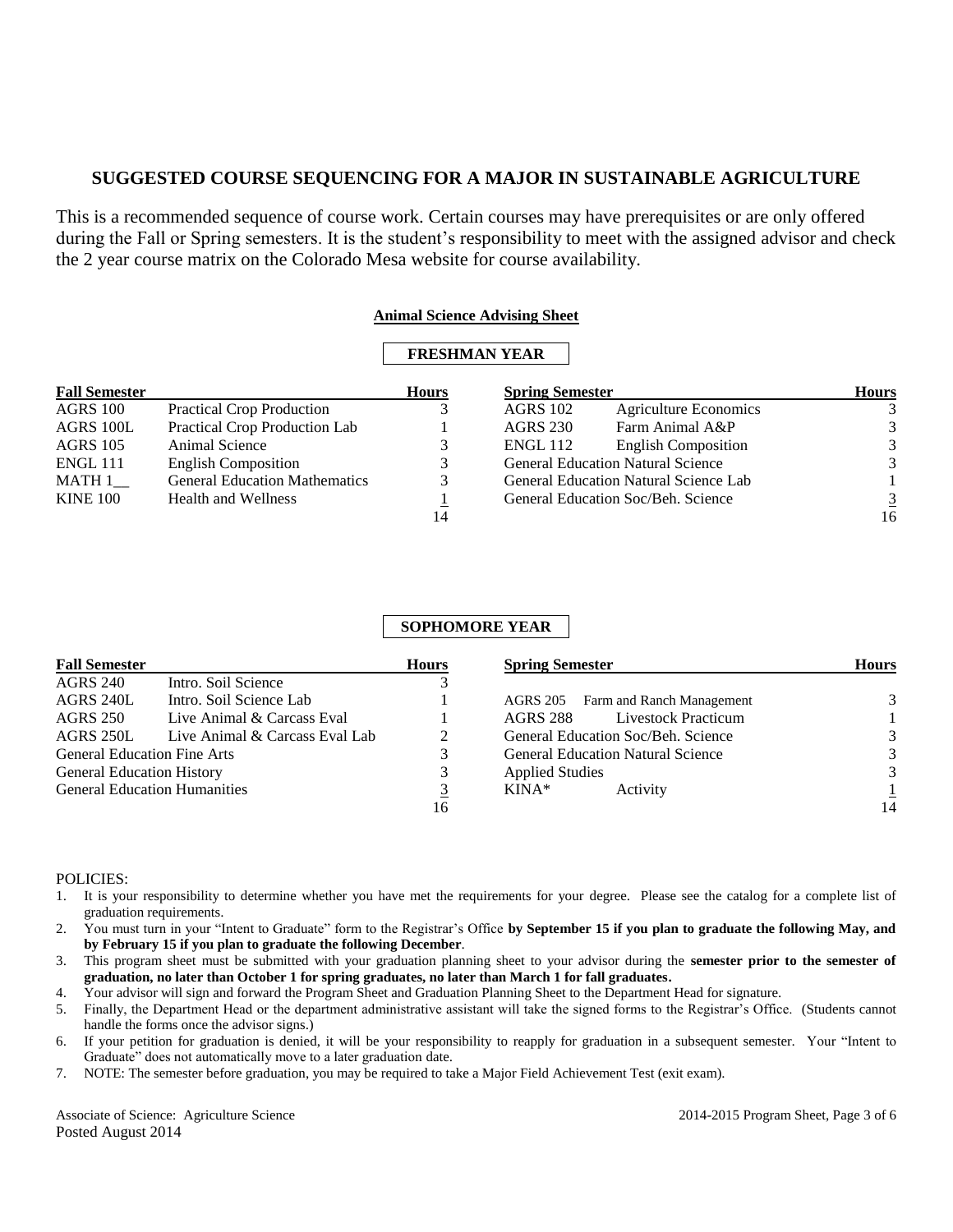## SUGGESTED COURSE SEQUENCING FOR A MAJOR IN SUSTAINABLE AGRICULTURE

This is a recommended sequence of course work. Certain courses may have prerequisites or are only offered during the Fall or Spring semesters. It is the student's responsibility to meet with the assigned advisor and check the 2 year course matrix on the Colorado Mesa website for course availability.

**Animal Science Advising Sheet**

### FRESHMAN YEAR

| Fall Semester | | Hours | Spring Semester | | Hours |
|---|---|---|---|---|---|
| AGRS 100 | Practical Crop Production | 3 | AGRS 102 | Agriculture Economics | 3 |
| AGRS 100L | Practical Crop Production Lab | 1 | AGRS 230 | Farm Animal A&P | 3 |
| AGRS 105 | Animal Science | 3 | ENGL 112 | English Composition | 3 |
| ENGL 111 | English Composition | 3 | General Education Natural Science | | 3 |
| MATH 1__ | General Education Mathematics | 3 | General Education Natural Science Lab | | 1 |
| KINE 100 | Health and Wellness | 1 | General Education Soc/Beh. Science | | 3 |
| | | 14 | | | 16 |

### SOPHOMORE YEAR

| Fall Semester | | Hours | Spring Semester | | Hours |
|---|---|---|---|---|---|
| AGRS 240 | Intro. Soil Science | 3 | | | |
| AGRS 240L | Intro. Soil Science Lab | 1 | AGRS 205 | Farm and Ranch Management | 3 |
| AGRS 250 | Live Animal & Carcass Eval | 1 | AGRS 288 | Livestock Practicum | 1 |
| AGRS 250L | Live Animal & Carcass Eval Lab | 2 | General Education Soc/Beh. Science | | 3 |
| General Education Fine Arts | | 3 | General Education Natural Science | | 3 |
| General Education History | | 3 | Applied Studies | | 3 |
| General Education Humanities | | 3 | KINA* | Activity | 1 |
| | | 16 | | | 14 |

POLICIES:

1. It is your responsibility to determine whether you have met the requirements for your degree. Please see the catalog for a complete list of graduation requirements.
2. You must turn in your "Intent to Graduate" form to the Registrar's Office **by September 15 if you plan to graduate the following May, and by February 15 if you plan to graduate the following December**.
3. This program sheet must be submitted with your graduation planning sheet to your advisor during the **semester prior to the semester of graduation, no later than October 1 for spring graduates, no later than March 1 for fall graduates.**
4. Your advisor will sign and forward the Program Sheet and Graduation Planning Sheet to the Department Head for signature.
5. Finally, the Department Head or the department administrative assistant will take the signed forms to the Registrar's Office. (Students cannot handle the forms once the advisor signs.)
6. If your petition for graduation is denied, it will be your responsibility to reapply for graduation in a subsequent semester. Your "Intent to Graduate" does not automatically move to a later graduation date.
7. NOTE: The semester before graduation, you may be required to take a Major Field Achievement Test (exit exam).

Associate of Science: Agriculture Science
Posted August 2014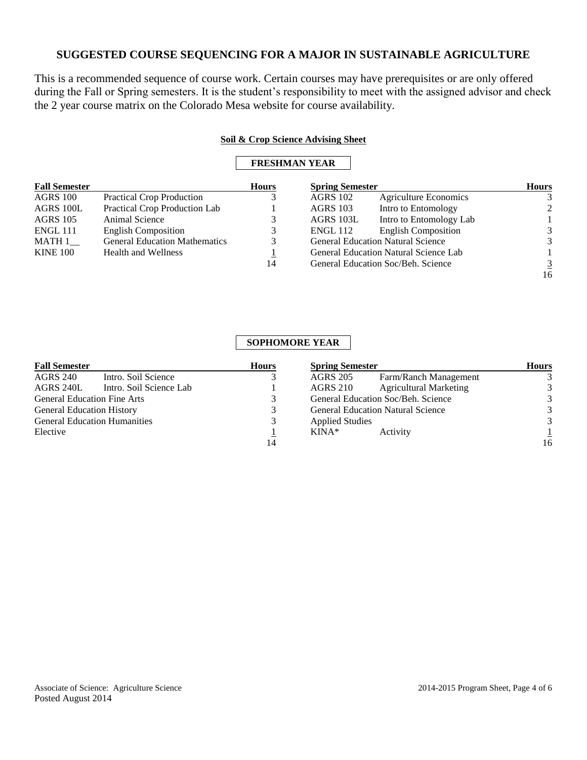## SUGGESTED COURSE SEQUENCING FOR A MAJOR IN SUSTAINABLE AGRICULTURE

This is a recommended sequence of course work. Certain courses may have prerequisites or are only offered during the Fall or Spring semesters. It is the student's responsibility to meet with the assigned advisor and check the 2 year course matrix on the Colorado Mesa website for course availability.

### Soil & Crop Science Advising Sheet

#### FRESHMAN YEAR

| Fall Semester | | Hours |
|---|---|---|
| AGRS 100 | Practical Crop Production | 3 |
| AGRS 100L | Practical Crop Production Lab | 1 |
| AGRS 105 | Animal Science | 3 |
| ENGL 111 | English Composition | 3 |
| MATH 1__ | General Education Mathematics | 3 |
| KINE 100 | Health and Wellness | 1 |
| | | 14 |

| Spring Semester | | Hours |
|---|---|---|
| AGRS 102 | Agriculture Economics | 3 |
| AGRS 103 | Intro to Entomology | 2 |
| AGRS 103L | Intro to Entomology Lab | 1 |
| ENGL 112 | English Composition | 3 |
| General Education Natural Science | | 3 |
| General Education Natural Science Lab | | 1 |
| General Education Soc/Beh. Science | | 3 |
| | | 16 |

#### SOPHOMORE YEAR

| Fall Semester | | Hours |
|---|---|---|
| AGRS 240 | Intro. Soil Science | 3 |
| AGRS 240L | Intro. Soil Science Lab | 1 |
| General Education Fine Arts | | 3 |
| General Education History | | 3 |
| General Education Humanities | | 3 |
| Elective | | 1 |
| | | 14 |

| Spring Semester | | Hours |
|---|---|---|
| AGRS 205 | Farm/Ranch Management | 3 |
| AGRS 210 | Agricultural Marketing | 3 |
| General Education Soc/Beh. Science | | 3 |
| General Education Natural Science | | 3 |
| Applied Studies | | 3 |
| KINA* | Activity | 1 |
| | | 16 |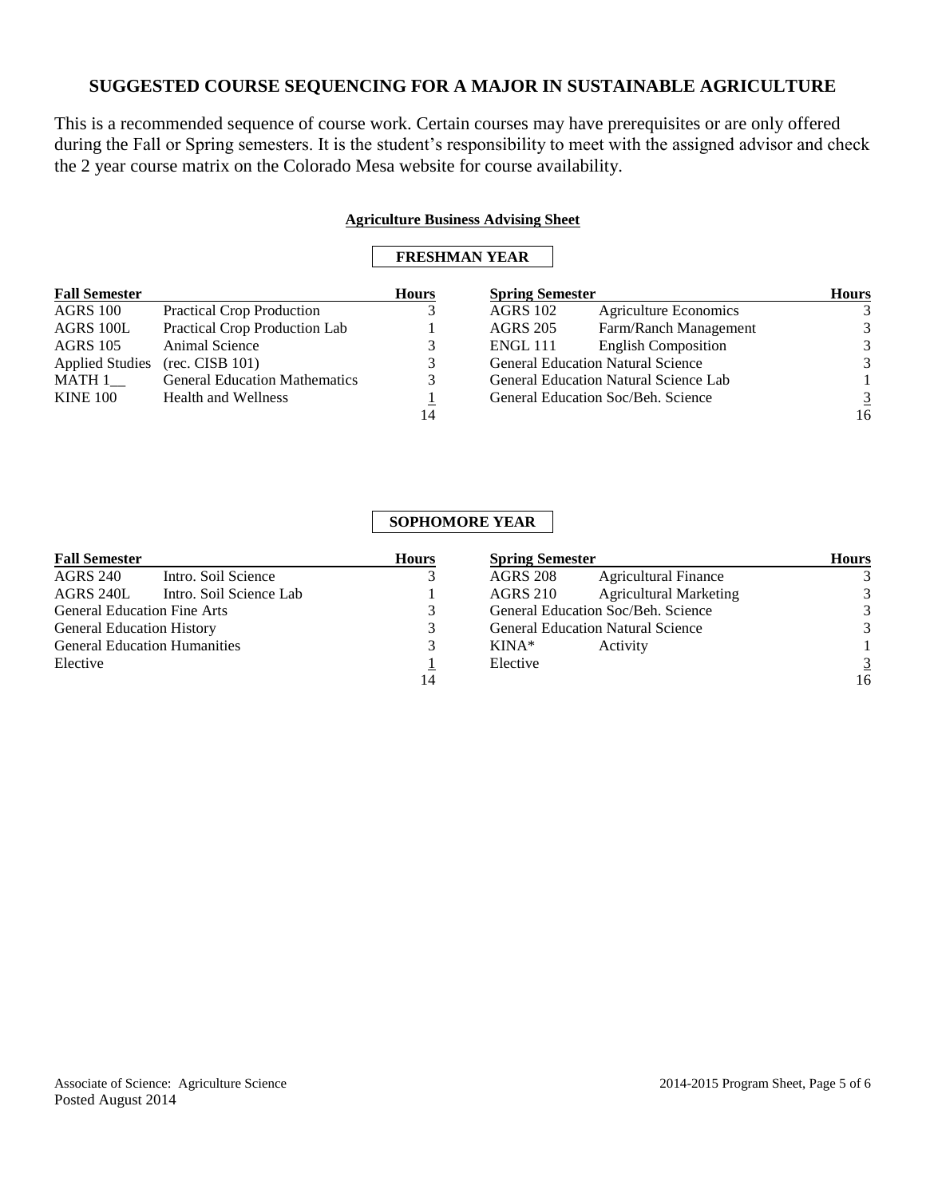## SUGGESTED COURSE SEQUENCING FOR A MAJOR IN SUSTAINABLE AGRICULTURE

This is a recommended sequence of course work. Certain courses may have prerequisites or are only offered during the Fall or Spring semesters. It is the student's responsibility to meet with the assigned advisor and check the 2 year course matrix on the Colorado Mesa website for course availability.

### Agriculture Business Advising Sheet

### FRESHMAN YEAR

| Fall Semester | | Hours | Spring Semester | | Hours |
|---|---|---|---|---|---|
| AGRS 100 | Practical Crop Production | 3 | AGRS 102 | Agriculture Economics | 3 |
| AGRS 100L | Practical Crop Production Lab | 1 | AGRS 205 | Farm/Ranch Management | 3 |
| AGRS 105 | Animal Science | 3 | ENGL 111 | English Composition | 3 |
| Applied Studies | (rec. CISB 101) | 3 | General Education Natural Science | | 3 |
| MATH 1__ | General Education Mathematics | 3 | General Education Natural Science Lab | | 1 |
| KINE 100 | Health and Wellness | 1 | General Education Soc/Beh. Science | | 3 |
| | | 14 | | | 16 |

### SOPHOMORE YEAR

| Fall Semester | | Hours | Spring Semester | | Hours |
|---|---|---|---|---|---|
| AGRS 240 | Intro. Soil Science | 3 | AGRS 208 | Agricultural Finance | 3 |
| AGRS 240L | Intro. Soil Science Lab | 1 | AGRS 210 | Agricultural Marketing | 3 |
| General Education Fine Arts | | 3 | General Education Soc/Beh. Science | | 3 |
| General Education History | | 3 | General Education Natural Science | | 3 |
| General Education Humanities | | 3 | KINA* | Activity | 1 |
| Elective | | 1 | Elective | | 3 |
| | | 14 | | | 16 |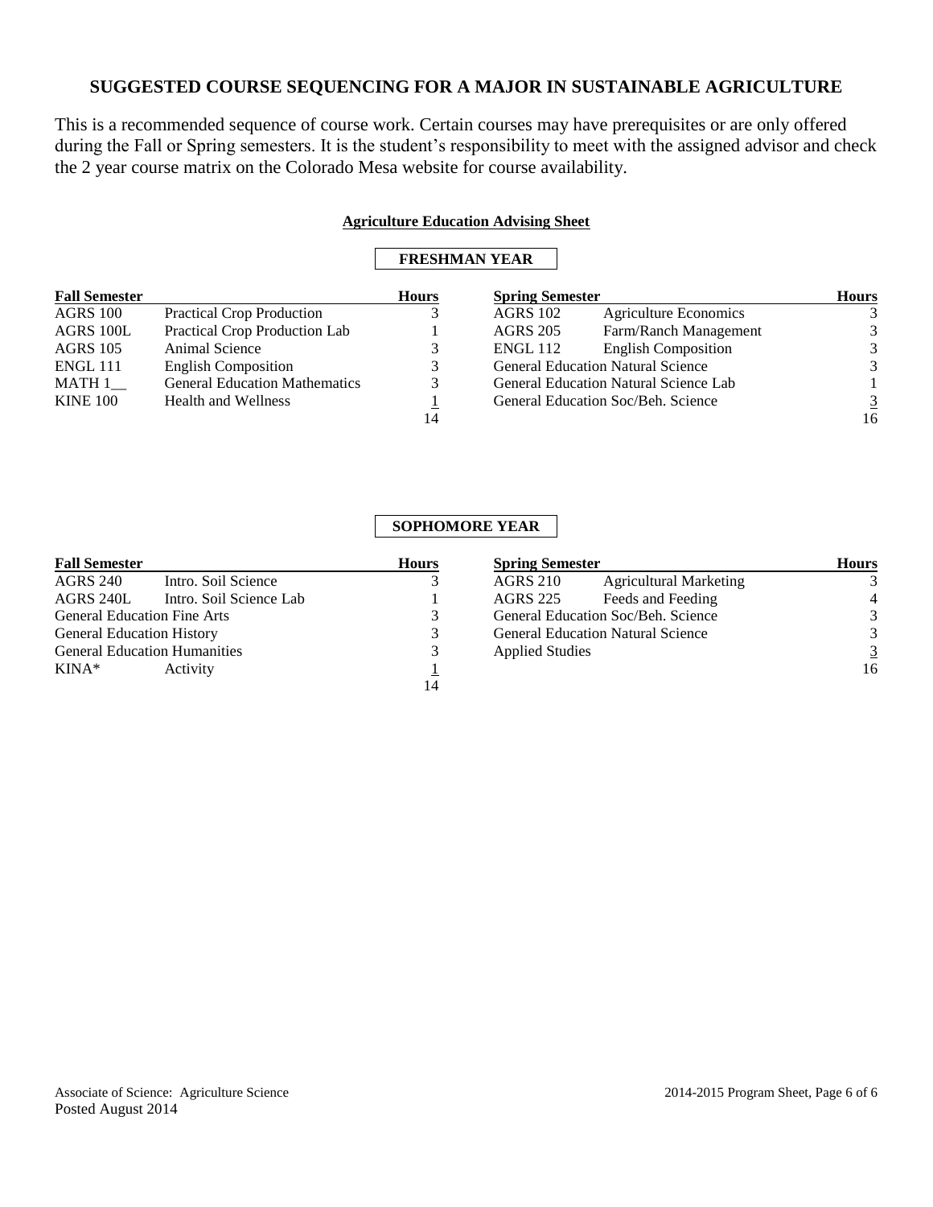## SUGGESTED COURSE SEQUENCING FOR A MAJOR IN SUSTAINABLE AGRICULTURE

This is a recommended sequence of course work. Certain courses may have prerequisites or are only offered during the Fall or Spring semesters. It is the student's responsibility to meet with the assigned advisor and check the 2 year course matrix on the Colorado Mesa website for course availability.

**Agriculture Education Advising Sheet**

### FRESHMAN YEAR

| Fall Semester | | Hours |
|---|---|---|
| AGRS 100 | Practical Crop Production | 3 |
| AGRS 100L | Practical Crop Production Lab | 1 |
| AGRS 105 | Animal Science | 3 |
| ENGL 111 | English Composition | 3 |
| MATH 1__ | General Education Mathematics | 3 |
| KINE 100 | Health and Wellness | 1 |
| | | 14 |

| Spring Semester | | Hours |
|---|---|---|
| AGRS 102 | Agriculture Economics | 3 |
| AGRS 205 | Farm/Ranch Management | 3 |
| ENGL 112 | English Composition | 3 |
| General Education Natural Science | | 3 |
| General Education Natural Science Lab | | 1 |
| General Education Soc/Beh. Science | | 3 |
| | | 16 |

### SOPHOMORE YEAR

| Fall Semester | | Hours |
|---|---|---|
| AGRS 240 | Intro. Soil Science | 3 |
| AGRS 240L | Intro. Soil Science Lab | 1 |
| General Education Fine Arts | | 3 |
| General Education History | | 3 |
| General Education Humanities | | 3 |
| KINA* | Activity | 1 |
| | | 14 |

| Spring Semester | | Hours |
|---|---|---|
| AGRS 210 | Agricultural Marketing | 3 |
| AGRS 225 | Feeds and Feeding | 4 |
| General Education Soc/Beh. Science | | 3 |
| General Education Natural Science | | 3 |
| Applied Studies | | 3 |
| | | 16 |

Associate of Science: Agriculture Science
Posted August 2014